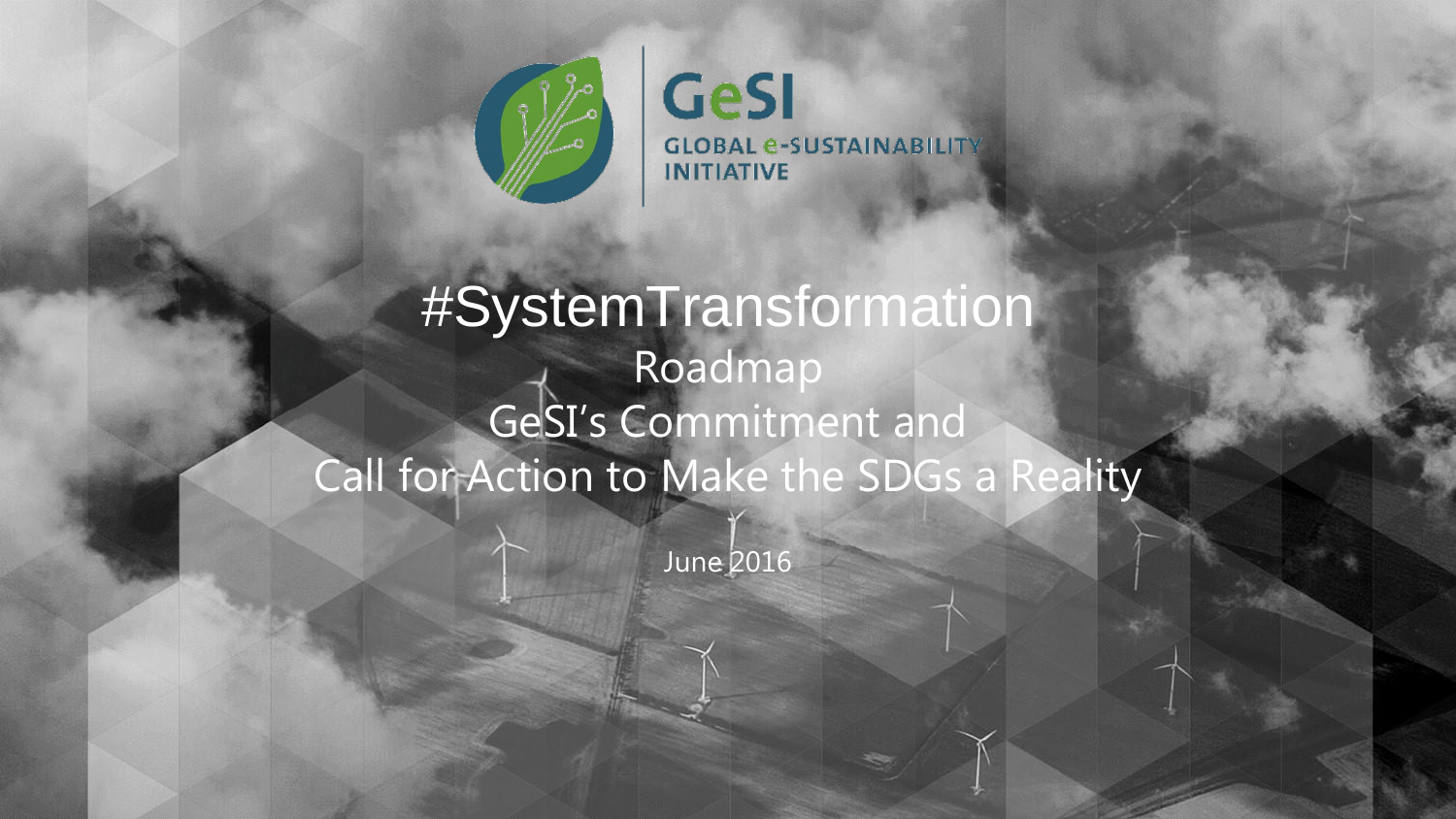GeSI

GLOBAL e-SUSTAINABILITY INITIATIVE

# #SystemTransformation

## Roadmap

## GeSI's Commitment and Call for Action to Make the SDGs a Reality

June 2016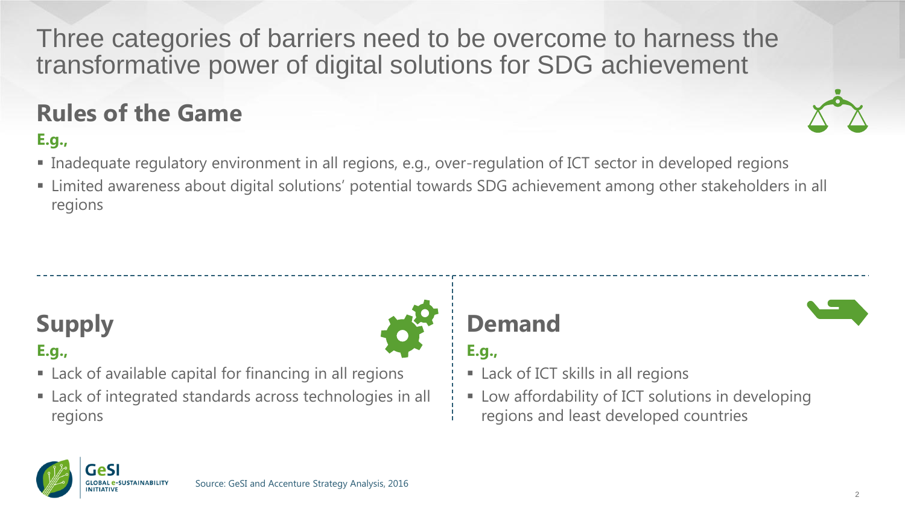# Three categories of barriers need to be overcome to harness the transformative power of digital solutions for SDG achievement

## Rules of the Game

**E.g.,**

- Inadequate regulatory environment in all regions, e.g., over-regulation of ICT sector in developed regions
- Limited awareness about digital solutions' potential towards SDG achievement among other stakeholders in all regions

## Supply

**E.g.,**

- Lack of available capital for financing in all regions
- Lack of integrated standards across technologies in all regions

## Demand

**E.g.,**

- Lack of ICT skills in all regions
- Low affordability of ICT solutions in developing regions and least developed countries

GeSI GLOBAL e-SUSTAINABILITY INITIATIVE

Source: GeSI and Accenture Strategy Analysis, 2016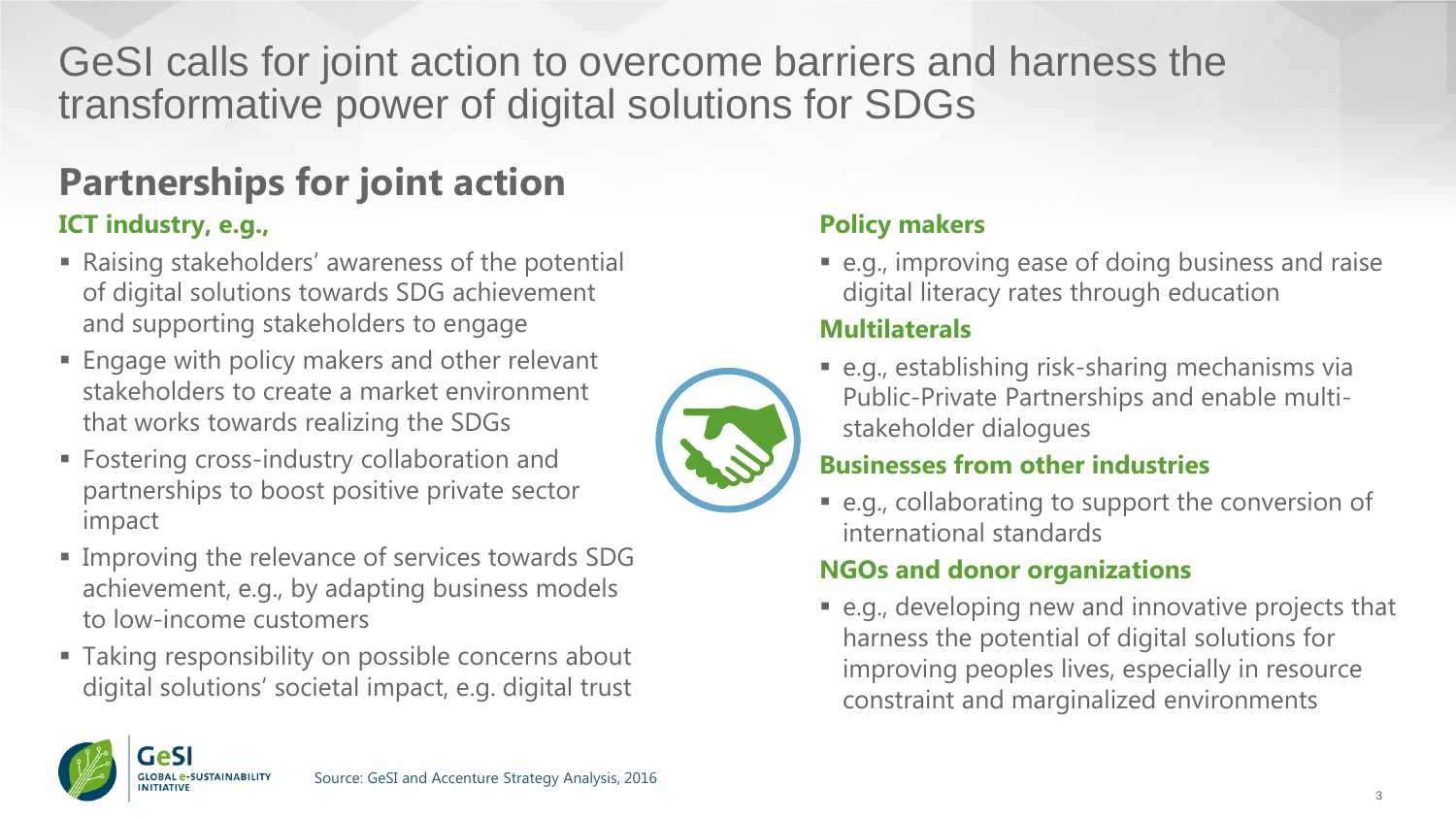# GeSI calls for joint action to overcome barriers and harness the transformative power of digital solutions for SDGs

## Partnerships for joint action

**ICT industry, e.g.,**

- Raising stakeholders' awareness of the potential of digital solutions towards SDG achievement and supporting stakeholders to engage
- Engage with policy makers and other relevant stakeholders to create a market environment that works towards realizing the SDGs
- Fostering cross-industry collaboration and partnerships to boost positive private sector impact
- Improving the relevance of services towards SDG achievement, e.g., by adapting business models to low-income customers
- Taking responsibility on possible concerns about digital solutions' societal impact, e.g. digital trust

**Policy makers**

- e.g., improving ease of doing business and raise digital literacy rates through education

**Multilaterals**

- e.g., establishing risk-sharing mechanisms via Public-Private Partnerships and enable multi-stakeholder dialogues

**Businesses from other industries**

- e.g., collaborating to support the conversion of international standards

**NGOs and donor organizations**

- e.g., developing new and innovative projects that harness the potential of digital solutions for improving peoples lives, especially in resource constraint and marginalized environments

Source: GeSI and Accenture Strategy Analysis, 2016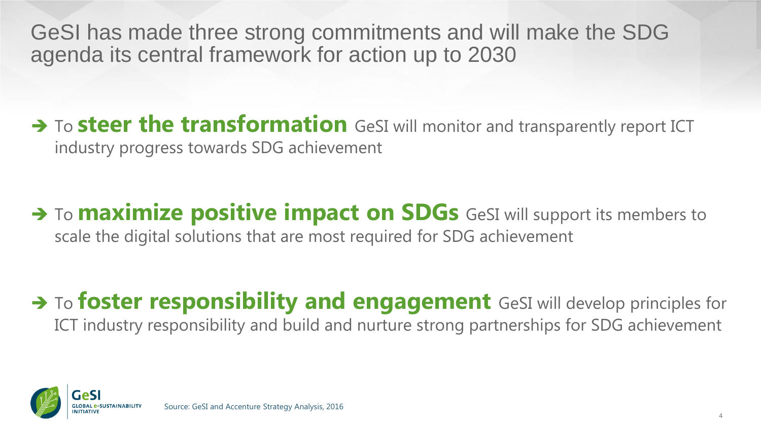# GeSI has made three strong commitments and will make the SDG agenda its central framework for action up to 2030

➔ To **steer the transformation** GeSI will monitor and transparently report ICT industry progress towards SDG achievement

➔ To **maximize positive impact on SDGs** GeSI will support its members to scale the digital solutions that are most required for SDG achievement

➔ To **foster responsibility and engagement** GeSI will develop principles for ICT industry responsibility and build and nurture strong partnerships for SDG achievement

GeSI
GLOBAL e-SUSTAINABILITY INITIATIVE

Source: GeSI and Accenture Strategy Analysis, 2016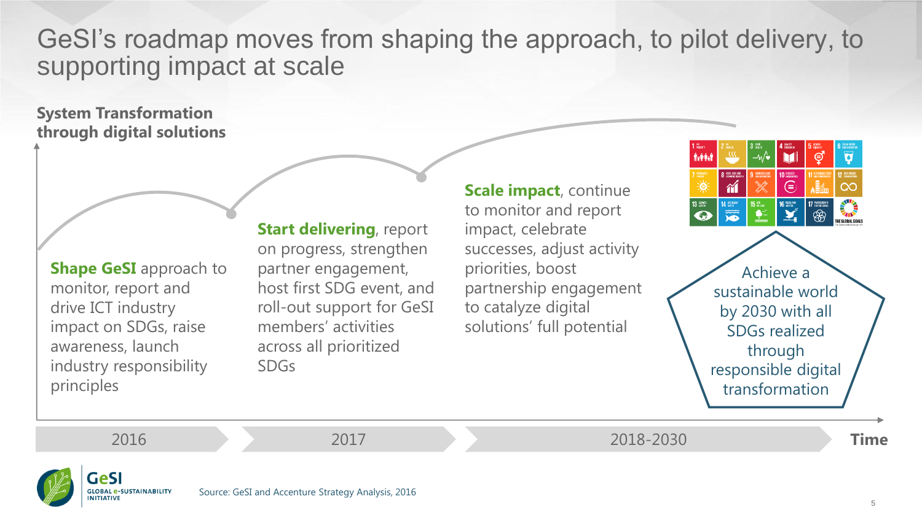# GeSI's roadmap moves from shaping the approach, to pilot delivery, to supporting impact at scale

**System Transformation through digital solutions**

**Shape GeSI** approach to monitor, report and drive ICT industry impact on SDGs, raise awareness, launch industry responsibility principles

**Start delivering**, report on progress, strengthen partner engagement, host first SDG event, and roll-out support for GeSI members' activities across all prioritized SDGs

**Scale impact**, continue to monitor and report impact, celebrate successes, adjust activity priorities, boost partnership engagement to catalyze digital solutions' full potential

Achieve a sustainable world by 2030 with all SDGs realized through responsible digital transformation

2016

2017

2018-2030

**Time**

Source: GeSI and Accenture Strategy Analysis, 2016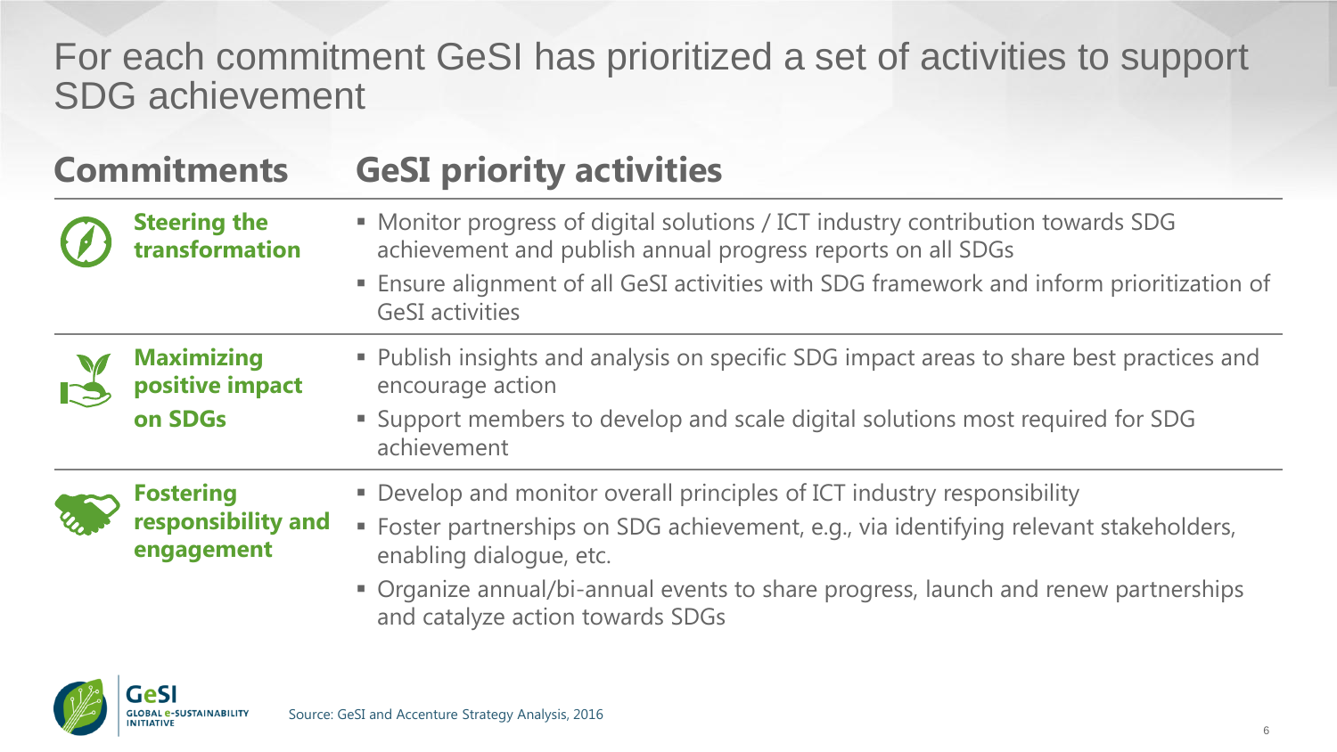# For each commitment GeSI has prioritized a set of activities to support SDG achievement

| Commitments | GeSI priority activities |
|---|---|
| **Steering the transformation** | ▪ Monitor progress of digital solutions / ICT industry contribution towards SDG achievement and publish annual progress reports on all SDGs<br>▪ Ensure alignment of all GeSI activities with SDG framework and inform prioritization of GeSI activities |
| **Maximizing positive impact on SDGs** | ▪ Publish insights and analysis on specific SDG impact areas to share best practices and encourage action<br>▪ Support members to develop and scale digital solutions most required for SDG achievement |
| **Fostering responsibility and engagement** | ▪ Develop and monitor overall principles of ICT industry responsibility<br>▪ Foster partnerships on SDG achievement, e.g., via identifying relevant stakeholders, enabling dialogue, etc.<br>▪ Organize annual/bi-annual events to share progress, launch and renew partnerships and catalyze action towards SDGs |

Source: GeSI and Accenture Strategy Analysis, 2016